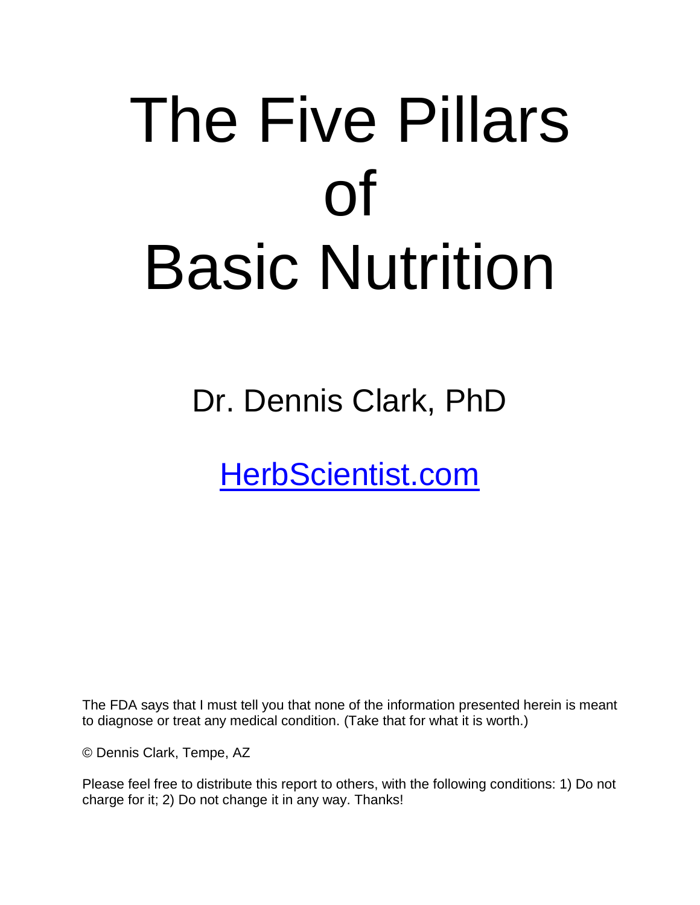# The Five Pillars of Basic Nutrition

Dr. Dennis Clark, PhD

[HerbScientist.com](http://HerbScientist.com)

The FDA says that I must tell you that none of the information presented herein is meant to diagnose or treat any medical condition. (Take that for what it is worth.)

© Dennis Clark, Tempe, AZ

Please feel free to distribute this report to others, with the following conditions: 1) Do not charge for it; 2) Do not change it in any way. Thanks!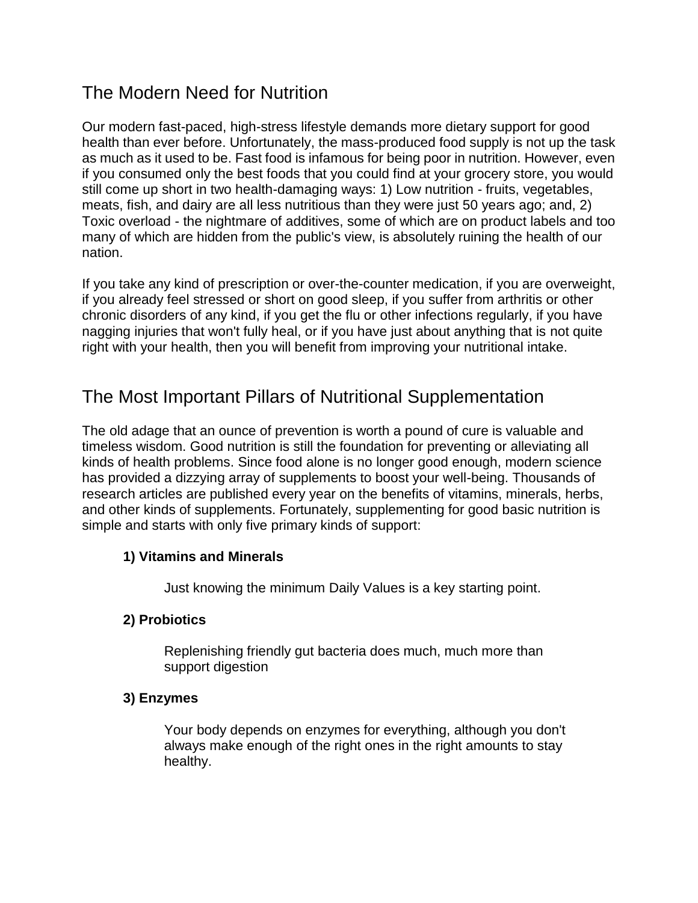## The Modern Need for Nutrition

Our modern fast-paced, high-stress lifestyle demands more dietary support for good health than ever before. Unfortunately, the mass-produced food supply is not up the task as much as it used to be. Fast food is infamous for being poor in nutrition. However, even if you consumed only the best foods that you could find at your grocery store, you would still come up short in two health-damaging ways: 1) Low nutrition - fruits, vegetables, meats, fish, and dairy are all less nutritious than they were just 50 years ago; and, 2) Toxic overload - the nightmare of additives, some of which are on product labels and too many of which are hidden from the public's view, is absolutely ruining the health of our nation.

If you take any kind of prescription or over-the-counter medication, if you are overweight, if you already feel stressed or short on good sleep, if you suffer from arthritis or other chronic disorders of any kind, if you get the flu or other infections regularly, if you have nagging injuries that won't fully heal, or if you have just about anything that is not quite right with your health, then you will benefit from improving your nutritional intake.

## The Most Important Pillars of Nutritional Supplementation

The old adage that an ounce of prevention is worth a pound of cure is valuable and timeless wisdom. Good nutrition is still the foundation for preventing or alleviating all kinds of health problems. Since food alone is no longer good enough, modern science has provided a dizzying array of supplements to boost your well-being. Thousands of research articles are published every year on the benefits of vitamins, minerals, herbs, and other kinds of supplements. Fortunately, supplementing for good basic nutrition is simple and starts with only five primary kinds of support:

**1) Vitamins and Minerals**

Just knowing the minimum Daily Values is a key starting point.

**2) Probiotics**

Replenishing friendly gut bacteria does much, much more than support digestion

**3) Enzymes**

Your body depends on enzymes for everything, although you don't always make enough of the right ones in the right amounts to stay healthy.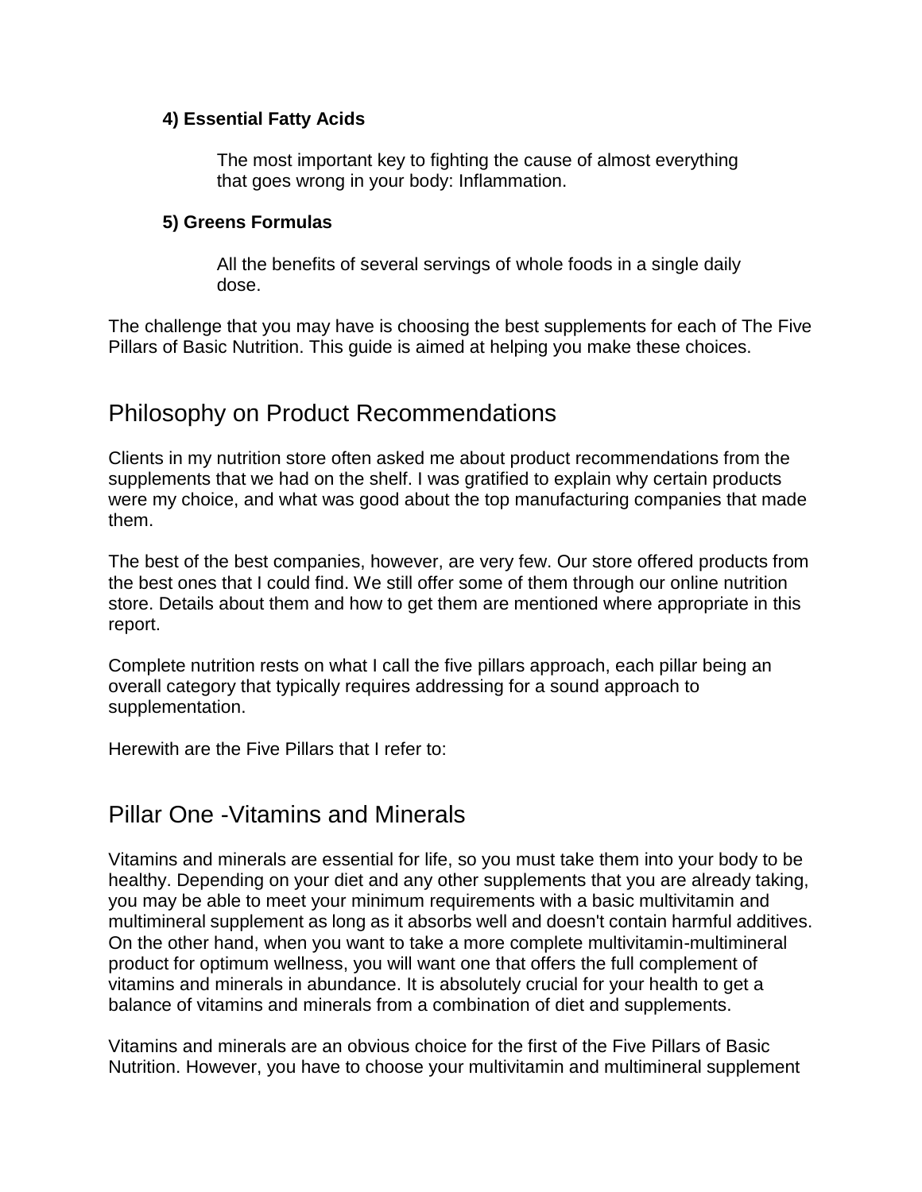**4) Essential Fatty Acids**

The most important key to fighting the cause of almost everything that goes wrong in your body: Inflammation.

**5) Greens Formulas**

All the benefits of several servings of whole foods in a single daily dose.

The challenge that you may have is choosing the best supplements for each of The Five Pillars of Basic Nutrition. This guide is aimed at helping you make these choices.

## Philosophy on Product Recommendations

Clients in my nutrition store often asked me about product recommendations from the supplements that we had on the shelf. I was gratified to explain why certain products were my choice, and what was good about the top manufacturing companies that made them.

The best of the best companies, however, are very few. Our store offered products from the best ones that I could find. We still offer some of them through our online nutrition store. Details about them and how to get them are mentioned where appropriate in this report.

Complete nutrition rests on what I call the five pillars approach, each pillar being an overall category that typically requires addressing for a sound approach to supplementation.

Herewith are the Five Pillars that I refer to:

## Pillar One -Vitamins and Minerals

Vitamins and minerals are essential for life, so you must take them into your body to be healthy. Depending on your diet and any other supplements that you are already taking, you may be able to meet your minimum requirements with a basic multivitamin and multimineral supplement as long as it absorbs well and doesn't contain harmful additives. On the other hand, when you want to take a more complete multivitamin-multimineral product for optimum wellness, you will want one that offers the full complement of vitamins and minerals in abundance. It is absolutely crucial for your health to get a balance of vitamins and minerals from a combination of diet and supplements.

Vitamins and minerals are an obvious choice for the first of the Five Pillars of Basic Nutrition. However, you have to choose your multivitamin and multimineral supplement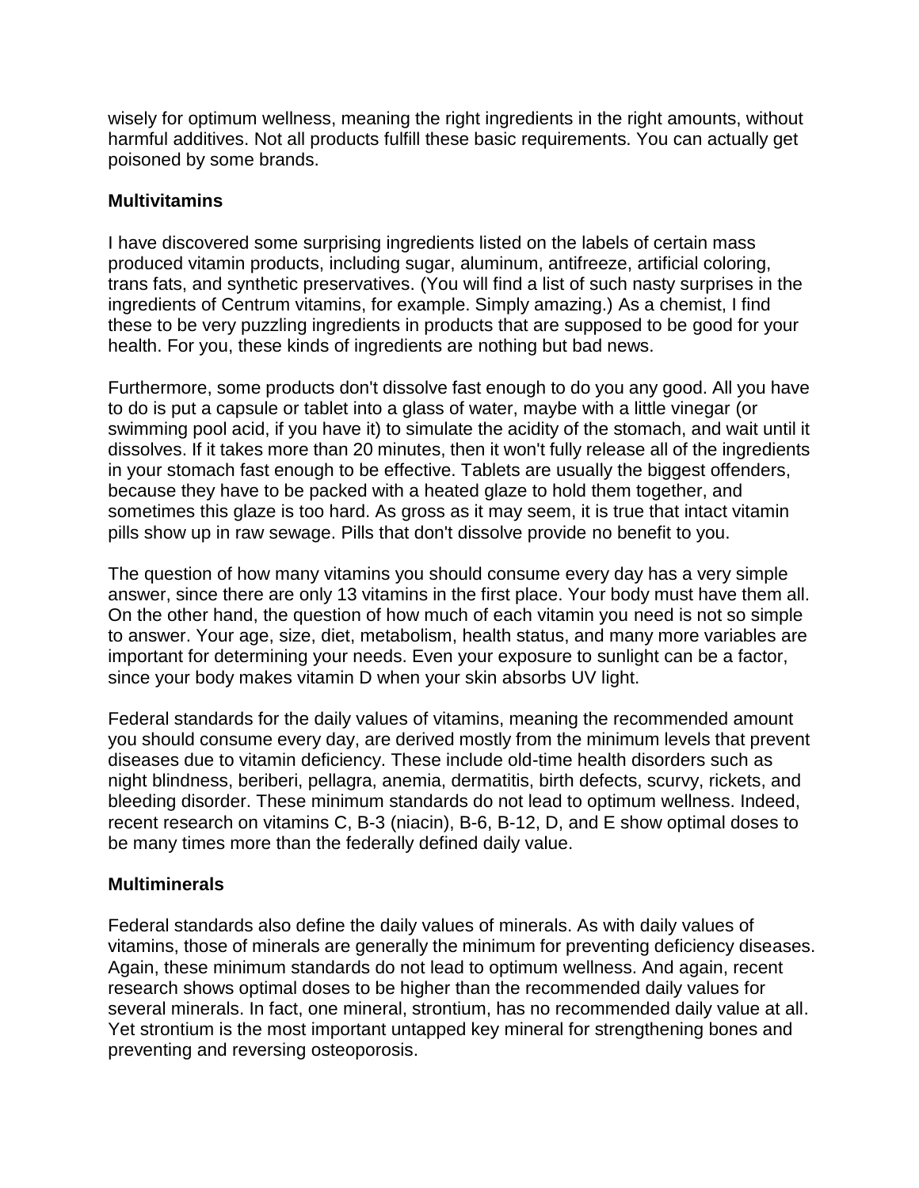wisely for optimum wellness, meaning the right ingredients in the right amounts, without harmful additives. Not all products fulfill these basic requirements. You can actually get poisoned by some brands.

**Multivitamins**

I have discovered some surprising ingredients listed on the labels of certain mass produced vitamin products, including sugar, aluminum, antifreeze, artificial coloring, trans fats, and synthetic preservatives. (You will find a list of such nasty surprises in the ingredients of Centrum vitamins, for example. Simply amazing.) As a chemist, I find these to be very puzzling ingredients in products that are supposed to be good for your health. For you, these kinds of ingredients are nothing but bad news.

Furthermore, some products don't dissolve fast enough to do you any good. All you have to do is put a capsule or tablet into a glass of water, maybe with a little vinegar (or swimming pool acid, if you have it) to simulate the acidity of the stomach, and wait until it dissolves. If it takes more than 20 minutes, then it won't fully release all of the ingredients in your stomach fast enough to be effective. Tablets are usually the biggest offenders, because they have to be packed with a heated glaze to hold them together, and sometimes this glaze is too hard. As gross as it may seem, it is true that intact vitamin pills show up in raw sewage. Pills that don't dissolve provide no benefit to you.

The question of how many vitamins you should consume every day has a very simple answer, since there are only 13 vitamins in the first place. Your body must have them all. On the other hand, the question of how much of each vitamin you need is not so simple to answer. Your age, size, diet, metabolism, health status, and many more variables are important for determining your needs. Even your exposure to sunlight can be a factor, since your body makes vitamin D when your skin absorbs UV light.

Federal standards for the daily values of vitamins, meaning the recommended amount you should consume every day, are derived mostly from the minimum levels that prevent diseases due to vitamin deficiency. These include old-time health disorders such as night blindness, beriberi, pellagra, anemia, dermatitis, birth defects, scurvy, rickets, and bleeding disorder. These minimum standards do not lead to optimum wellness. Indeed, recent research on vitamins C, B-3 (niacin), B-6, B-12, D, and E show optimal doses to be many times more than the federally defined daily value.

**Multiminerals**

Federal standards also define the daily values of minerals. As with daily values of vitamins, those of minerals are generally the minimum for preventing deficiency diseases. Again, these minimum standards do not lead to optimum wellness. And again, recent research shows optimal doses to be higher than the recommended daily values for several minerals. In fact, one mineral, strontium, has no recommended daily value at all. Yet strontium is the most important untapped key mineral for strengthening bones and preventing and reversing osteoporosis.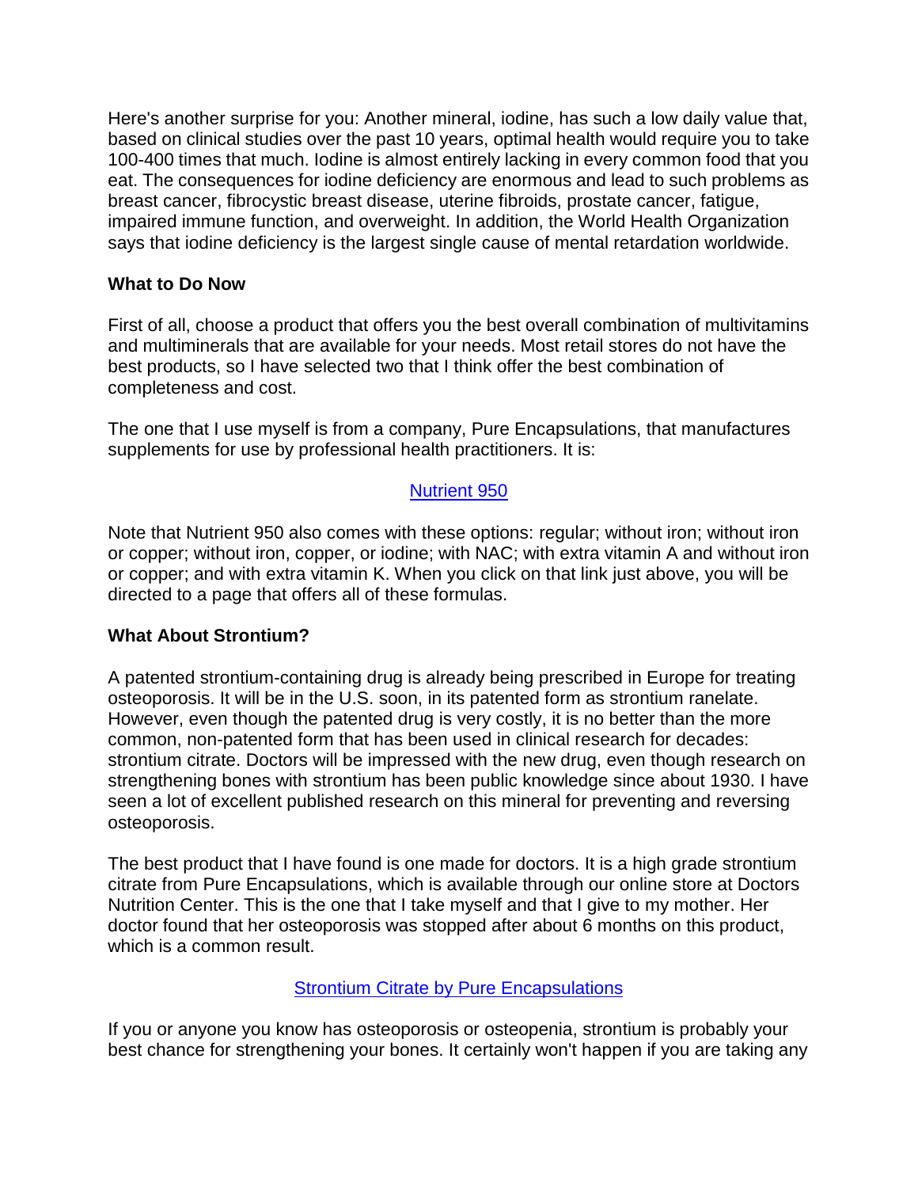Here's another surprise for you: Another mineral, iodine, has such a low daily value that, based on clinical studies over the past 10 years, optimal health would require you to take 100-400 times that much. Iodine is almost entirely lacking in every common food that you eat. The consequences for iodine deficiency are enormous and lead to such problems as breast cancer, fibrocystic breast disease, uterine fibroids, prostate cancer, fatigue, impaired immune function, and overweight. In addition, the World Health Organization says that iodine deficiency is the largest single cause of mental retardation worldwide.

**What to Do Now**

First of all, choose a product that offers you the best overall combination of multivitamins and multiminerals that are available for your needs. Most retail stores do not have the best products, so I have selected two that I think offer the best combination of completeness and cost.

The one that I use myself is from a company, Pure Encapsulations, that manufactures supplements for use by professional health practitioners. It is:

Nutrient 950

Note that Nutrient 950 also comes with these options: regular; without iron; without iron or copper; without iron, copper, or iodine; with NAC; with extra vitamin A and without iron or copper; and with extra vitamin K. When you click on that link just above, you will be directed to a page that offers all of these formulas.

**What About Strontium?**

A patented strontium-containing drug is already being prescribed in Europe for treating osteoporosis. It will be in the U.S. soon, in its patented form as strontium ranelate. However, even though the patented drug is very costly, it is no better than the more common, non-patented form that has been used in clinical research for decades: strontium citrate. Doctors will be impressed with the new drug, even though research on strengthening bones with strontium has been public knowledge since about 1930. I have seen a lot of excellent published research on this mineral for preventing and reversing osteoporosis.

The best product that I have found is one made for doctors. It is a high grade strontium citrate from Pure Encapsulations, which is available through our online store at Doctors Nutrition Center. This is the one that I take myself and that I give to my mother. Her doctor found that her osteoporosis was stopped after about 6 months on this product, which is a common result.

Strontium Citrate by Pure Encapsulations

If you or anyone you know has osteoporosis or osteopenia, strontium is probably your best chance for strengthening your bones. It certainly won't happen if you are taking any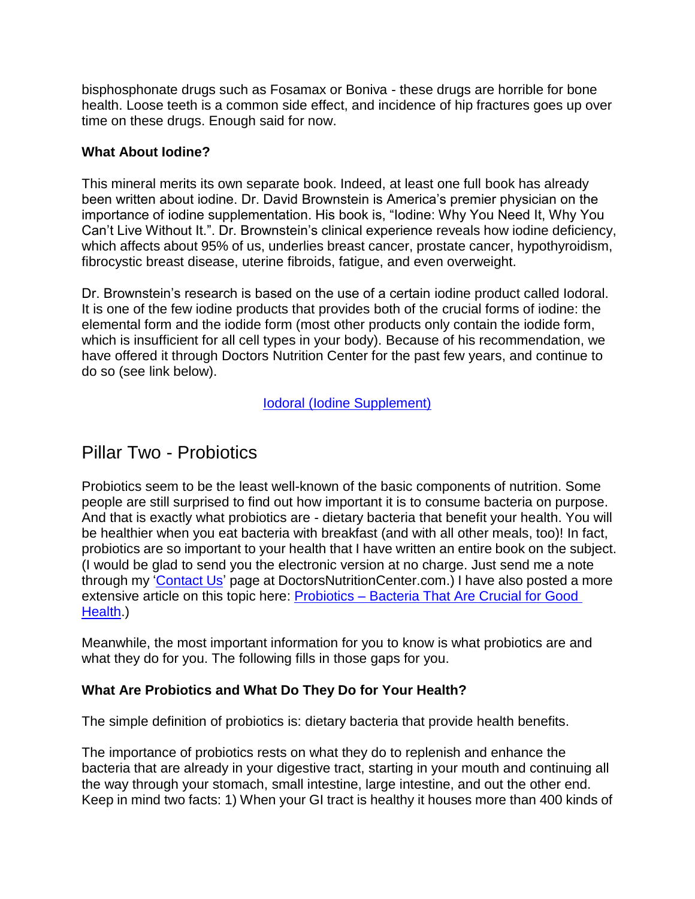bisphosphonate drugs such as Fosamax or Boniva - these drugs are horrible for bone health. Loose teeth is a common side effect, and incidence of hip fractures goes up over time on these drugs. Enough said for now.

**What About Iodine?**

This mineral merits its own separate book. Indeed, at least one full book has already been written about iodine. Dr. David Brownstein is America's premier physician on the importance of iodine supplementation. His book is, "Iodine: Why You Need It, Why You Can't Live Without It.". Dr. Brownstein's clinical experience reveals how iodine deficiency, which affects about 95% of us, underlies breast cancer, prostate cancer, hypothyroidism, fibrocystic breast disease, uterine fibroids, fatigue, and even overweight.

Dr. Brownstein's research is based on the use of a certain iodine product called Iodoral. It is one of the few iodine products that provides both of the crucial forms of iodine: the elemental form and the iodide form (most other products only contain the iodide form, which is insufficient for all cell types in your body). Because of his recommendation, we have offered it through Doctors Nutrition Center for the past few years, and continue to do so (see link below).

Iodoral (Iodine Supplement)

## Pillar Two - Probiotics

Probiotics seem to be the least well-known of the basic components of nutrition. Some people are still surprised to find out how important it is to consume bacteria on purpose. And that is exactly what probiotics are - dietary bacteria that benefit your health. You will be healthier when you eat bacteria with breakfast (and with all other meals, too)! In fact, probiotics are so important to your health that I have written an entire book on the subject. (I would be glad to send you the electronic version at no charge. Just send me a note through my 'Contact Us' page at DoctorsNutritionCenter.com.) I have also posted a more extensive article on this topic here: Probiotics – Bacteria That Are Crucial for Good Health.)

Meanwhile, the most important information for you to know is what probiotics are and what they do for you. The following fills in those gaps for you.

**What Are Probiotics and What Do They Do for Your Health?**

The simple definition of probiotics is: dietary bacteria that provide health benefits.

The importance of probiotics rests on what they do to replenish and enhance the bacteria that are already in your digestive tract, starting in your mouth and continuing all the way through your stomach, small intestine, large intestine, and out the other end. Keep in mind two facts: 1) When your GI tract is healthy it houses more than 400 kinds of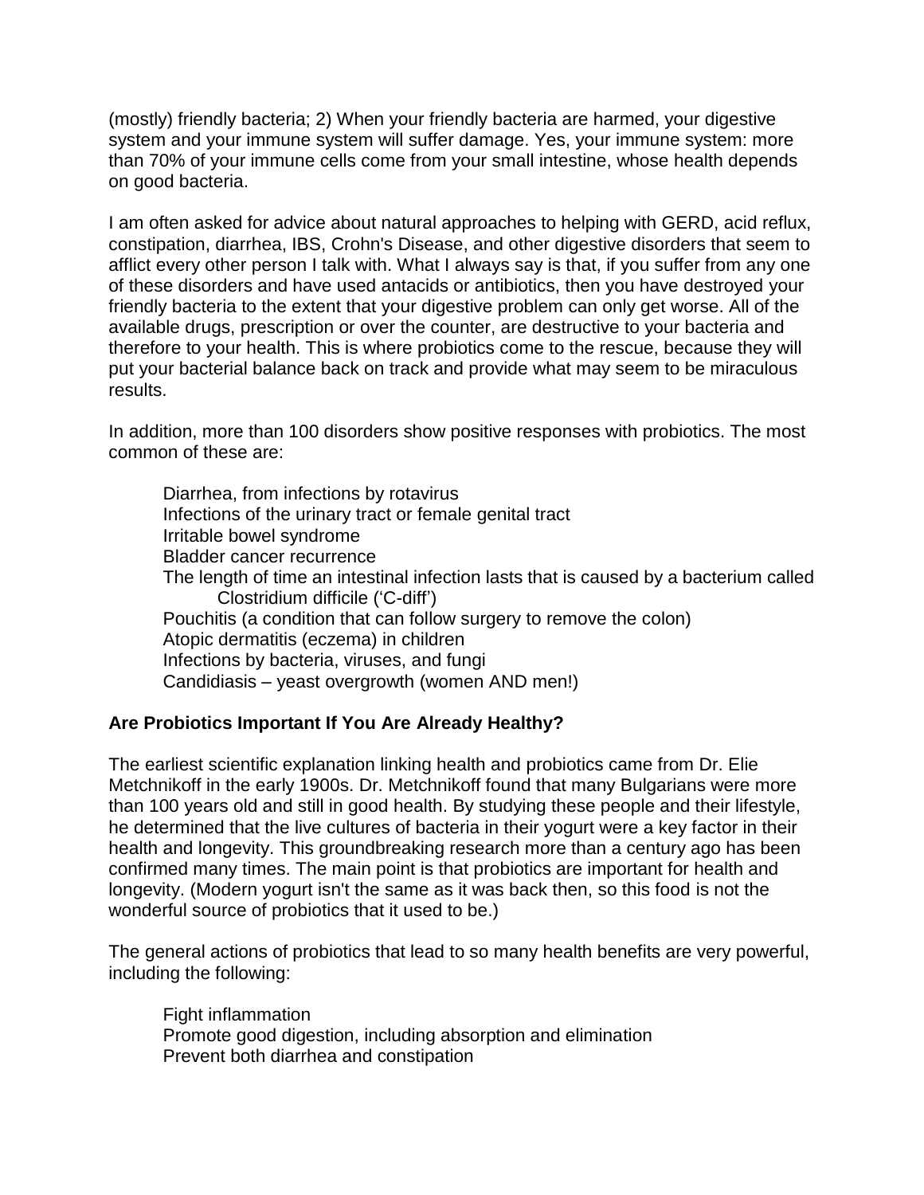(mostly) friendly bacteria; 2) When your friendly bacteria are harmed, your digestive system and your immune system will suffer damage. Yes, your immune system: more than 70% of your immune cells come from your small intestine, whose health depends on good bacteria.

I am often asked for advice about natural approaches to helping with GERD, acid reflux, constipation, diarrhea, IBS, Crohn's Disease, and other digestive disorders that seem to afflict every other person I talk with. What I always say is that, if you suffer from any one of these disorders and have used antacids or antibiotics, then you have destroyed your friendly bacteria to the extent that your digestive problem can only get worse. All of the available drugs, prescription or over the counter, are destructive to your bacteria and therefore to your health. This is where probiotics come to the rescue, because they will put your bacterial balance back on track and provide what may seem to be miraculous results.

In addition, more than 100 disorders show positive responses with probiotics. The most common of these are:

- Diarrhea, from infections by rotavirus
- Infections of the urinary tract or female genital tract
- Irritable bowel syndrome
- Bladder cancer recurrence
- The length of time an intestinal infection lasts that is caused by a bacterium called Clostridium difficile ('C-diff')
- Pouchitis (a condition that can follow surgery to remove the colon)
- Atopic dermatitis (eczema) in children
- Infections by bacteria, viruses, and fungi
- Candidiasis – yeast overgrowth (women AND men!)

**Are Probiotics Important If You Are Already Healthy?**

The earliest scientific explanation linking health and probiotics came from Dr. Elie Metchnikoff in the early 1900s. Dr. Metchnikoff found that many Bulgarians were more than 100 years old and still in good health. By studying these people and their lifestyle, he determined that the live cultures of bacteria in their yogurt were a key factor in their health and longevity. This groundbreaking research more than a century ago has been confirmed many times. The main point is that probiotics are important for health and longevity. (Modern yogurt isn't the same as it was back then, so this food is not the wonderful source of probiotics that it used to be.)

The general actions of probiotics that lead to so many health benefits are very powerful, including the following:

- Fight inflammation
- Promote good digestion, including absorption and elimination
- Prevent both diarrhea and constipation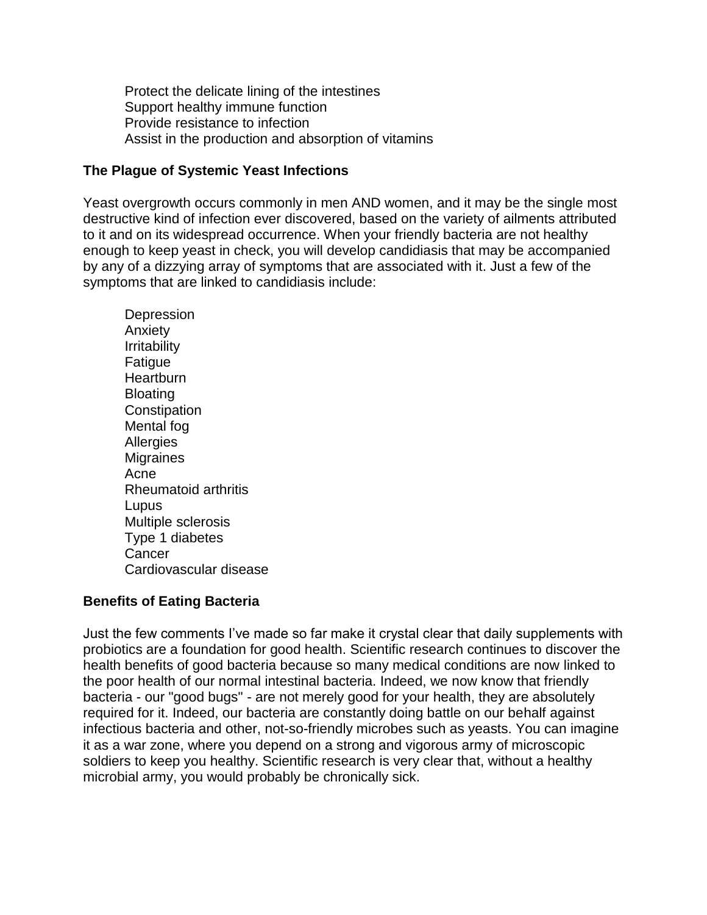- Protect the delicate lining of the intestines
- Support healthy immune function
- Provide resistance to infection
- Assist in the production and absorption of vitamins

**The Plague of Systemic Yeast Infections**

Yeast overgrowth occurs commonly in men AND women, and it may be the single most destructive kind of infection ever discovered, based on the variety of ailments attributed to it and on its widespread occurrence. When your friendly bacteria are not healthy enough to keep yeast in check, you will develop candidiasis that may be accompanied by any of a dizzying array of symptoms that are associated with it. Just a few of the symptoms that are linked to candidiasis include:

- Depression
- Anxiety
- Irritability
- Fatigue
- Heartburn
- Bloating
- Constipation
- Mental fog
- Allergies
- Migraines
- Acne
- Rheumatoid arthritis
- Lupus
- Multiple sclerosis
- Type 1 diabetes
- Cancer
- Cardiovascular disease

**Benefits of Eating Bacteria**

Just the few comments I've made so far make it crystal clear that daily supplements with probiotics are a foundation for good health. Scientific research continues to discover the health benefits of good bacteria because so many medical conditions are now linked to the poor health of our normal intestinal bacteria. Indeed, we now know that friendly bacteria - our "good bugs" - are not merely good for your health, they are absolutely required for it. Indeed, our bacteria are constantly doing battle on our behalf against infectious bacteria and other, not-so-friendly microbes such as yeasts. You can imagine it as a war zone, where you depend on a strong and vigorous army of microscopic soldiers to keep you healthy. Scientific research is very clear that, without a healthy microbial army, you would probably be chronically sick.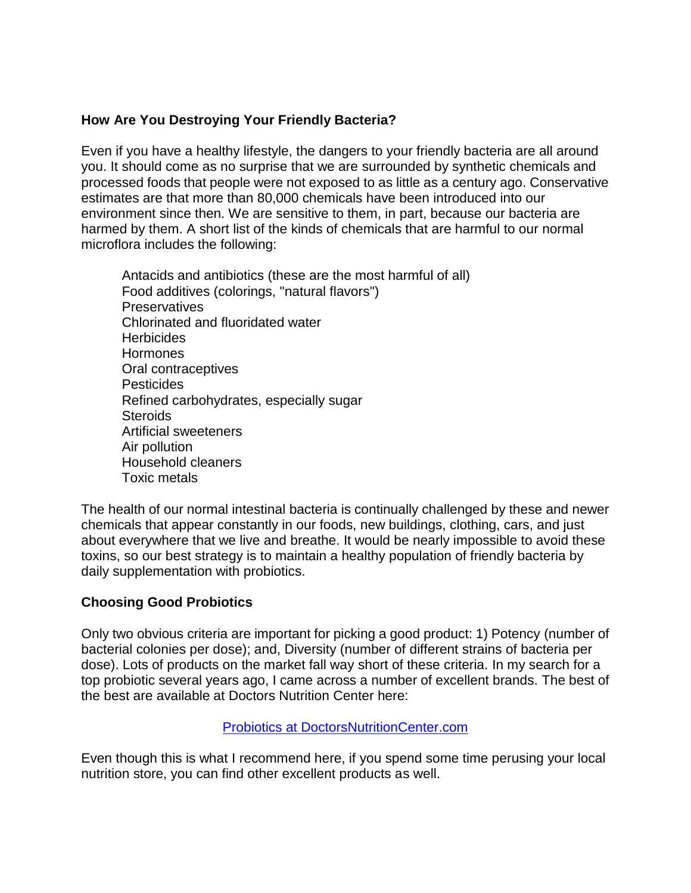### How Are You Destroying Your Friendly Bacteria?

Even if you have a healthy lifestyle, the dangers to your friendly bacteria are all around you. It should come as no surprise that we are surrounded by synthetic chemicals and processed foods that people were not exposed to as little as a century ago. Conservative estimates are that more than 80,000 chemicals have been introduced into our environment since then. We are sensitive to them, in part, because our bacteria are harmed by them. A short list of the kinds of chemicals that are harmful to our normal microflora includes the following:

- Antacids and antibiotics (these are the most harmful of all)
- Food additives (colorings, "natural flavors")
- Preservatives
- Chlorinated and fluoridated water
- Herbicides
- Hormones
- Oral contraceptives
- Pesticides
- Refined carbohydrates, especially sugar
- Steroids
- Artificial sweeteners
- Air pollution
- Household cleaners
- Toxic metals

The health of our normal intestinal bacteria is continually challenged by these and newer chemicals that appear constantly in our foods, new buildings, clothing, cars, and just about everywhere that we live and breathe. It would be nearly impossible to avoid these toxins, so our best strategy is to maintain a healthy population of friendly bacteria by daily supplementation with probiotics.

### Choosing Good Probiotics

Only two obvious criteria are important for picking a good product: 1) Potency (number of bacterial colonies per dose); and, Diversity (number of different strains of bacteria per dose). Lots of products on the market fall way short of these criteria. In my search for a top probiotic several years ago, I came across a number of excellent brands. The best of the best are available at Doctors Nutrition Center here:

Probiotics at DoctorsNutritionCenter.com

Even though this is what I recommend here, if you spend some time perusing your local nutrition store, you can find other excellent products as well.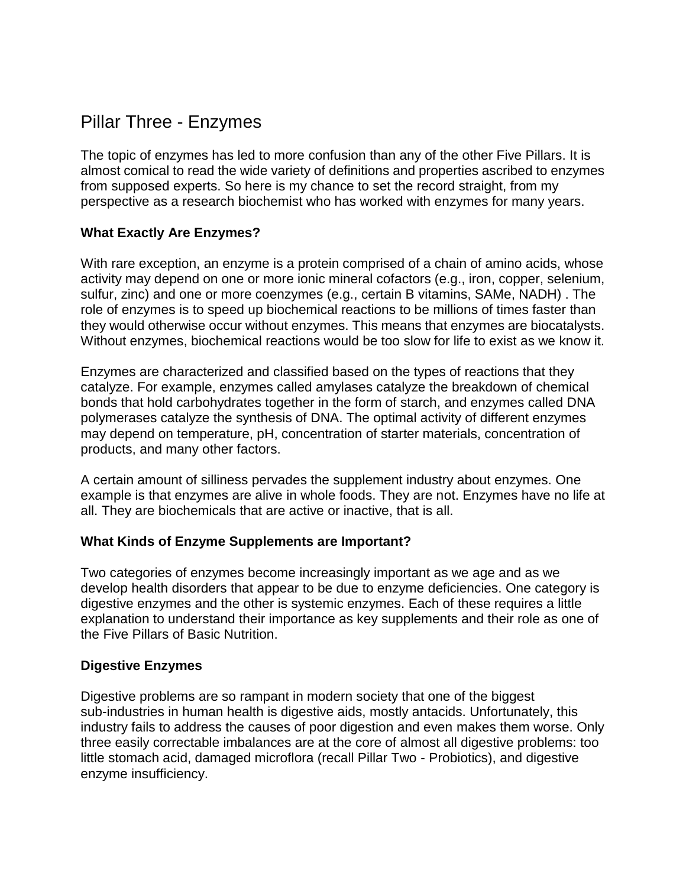# Pillar Three - Enzymes

The topic of enzymes has led to more confusion than any of the other Five Pillars. It is almost comical to read the wide variety of definitions and properties ascribed to enzymes from supposed experts. So here is my chance to set the record straight, from my perspective as a research biochemist who has worked with enzymes for many years.

### What Exactly Are Enzymes?

With rare exception, an enzyme is a protein comprised of a chain of amino acids, whose activity may depend on one or more ionic mineral cofactors (e.g., iron, copper, selenium, sulfur, zinc) and one or more coenzymes (e.g., certain B vitamins, SAMe, NADH) . The role of enzymes is to speed up biochemical reactions to be millions of times faster than they would otherwise occur without enzymes. This means that enzymes are biocatalysts. Without enzymes, biochemical reactions would be too slow for life to exist as we know it.

Enzymes are characterized and classified based on the types of reactions that they catalyze. For example, enzymes called amylases catalyze the breakdown of chemical bonds that hold carbohydrates together in the form of starch, and enzymes called DNA polymerases catalyze the synthesis of DNA. The optimal activity of different enzymes may depend on temperature, pH, concentration of starter materials, concentration of products, and many other factors.

A certain amount of silliness pervades the supplement industry about enzymes. One example is that enzymes are alive in whole foods. They are not. Enzymes have no life at all. They are biochemicals that are active or inactive, that is all.

### What Kinds of Enzyme Supplements are Important?

Two categories of enzymes become increasingly important as we age and as we develop health disorders that appear to be due to enzyme deficiencies. One category is digestive enzymes and the other is systemic enzymes. Each of these requires a little explanation to understand their importance as key supplements and their role as one of the Five Pillars of Basic Nutrition.

### Digestive Enzymes

Digestive problems are so rampant in modern society that one of the biggest sub-industries in human health is digestive aids, mostly antacids. Unfortunately, this industry fails to address the causes of poor digestion and even makes them worse. Only three easily correctable imbalances are at the core of almost all digestive problems: too little stomach acid, damaged microflora (recall Pillar Two - Probiotics), and digestive enzyme insufficiency.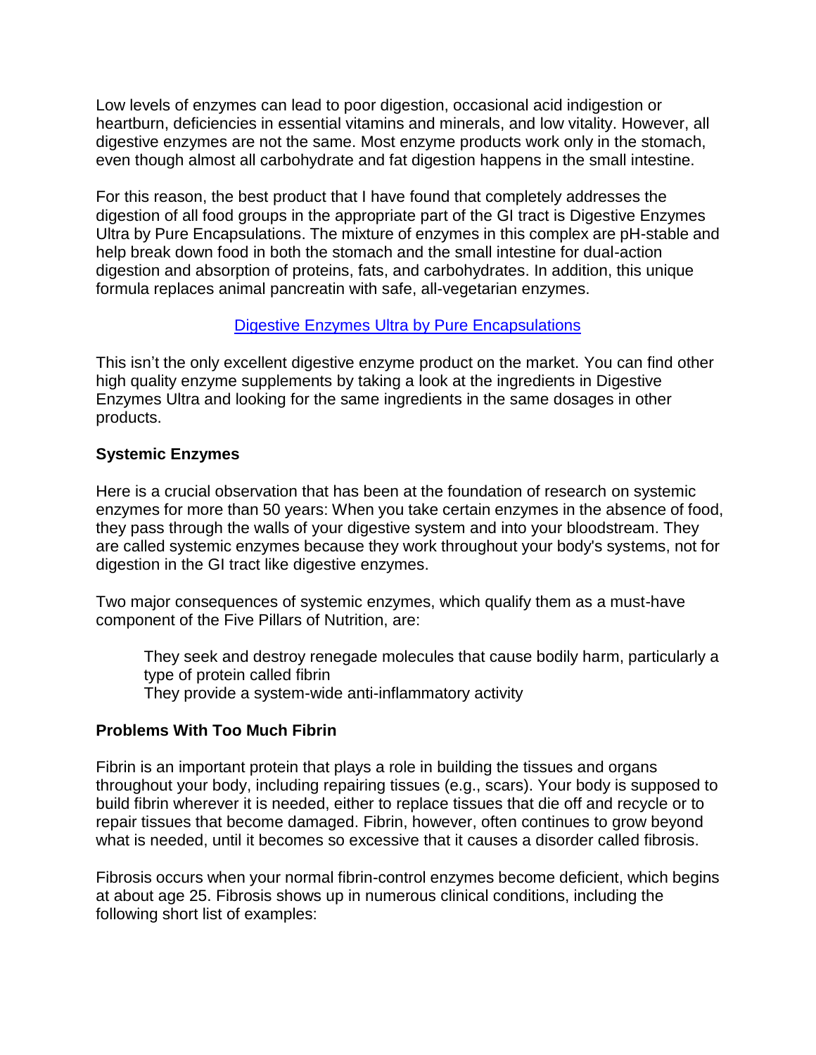Low levels of enzymes can lead to poor digestion, occasional acid indigestion or heartburn, deficiencies in essential vitamins and minerals, and low vitality. However, all digestive enzymes are not the same. Most enzyme products work only in the stomach, even though almost all carbohydrate and fat digestion happens in the small intestine.

For this reason, the best product that I have found that completely addresses the digestion of all food groups in the appropriate part of the GI tract is Digestive Enzymes Ultra by Pure Encapsulations. The mixture of enzymes in this complex are pH-stable and help break down food in both the stomach and the small intestine for dual-action digestion and absorption of proteins, fats, and carbohydrates. In addition, this unique formula replaces animal pancreatin with safe, all-vegetarian enzymes.

Digestive Enzymes Ultra by Pure Encapsulations

This isn't the only excellent digestive enzyme product on the market. You can find other high quality enzyme supplements by taking a look at the ingredients in Digestive Enzymes Ultra and looking for the same ingredients in the same dosages in other products.

**Systemic Enzymes**

Here is a crucial observation that has been at the foundation of research on systemic enzymes for more than 50 years: When you take certain enzymes in the absence of food, they pass through the walls of your digestive system and into your bloodstream. They are called systemic enzymes because they work throughout your body's systems, not for digestion in the GI tract like digestive enzymes.

Two major consequences of systemic enzymes, which qualify them as a must-have component of the Five Pillars of Nutrition, are:

- They seek and destroy renegade molecules that cause bodily harm, particularly a type of protein called fibrin
- They provide a system-wide anti-inflammatory activity

**Problems With Too Much Fibrin**

Fibrin is an important protein that plays a role in building the tissues and organs throughout your body, including repairing tissues (e.g., scars). Your body is supposed to build fibrin wherever it is needed, either to replace tissues that die off and recycle or to repair tissues that become damaged. Fibrin, however, often continues to grow beyond what is needed, until it becomes so excessive that it causes a disorder called fibrosis.

Fibrosis occurs when your normal fibrin-control enzymes become deficient, which begins at about age 25. Fibrosis shows up in numerous clinical conditions, including the following short list of examples: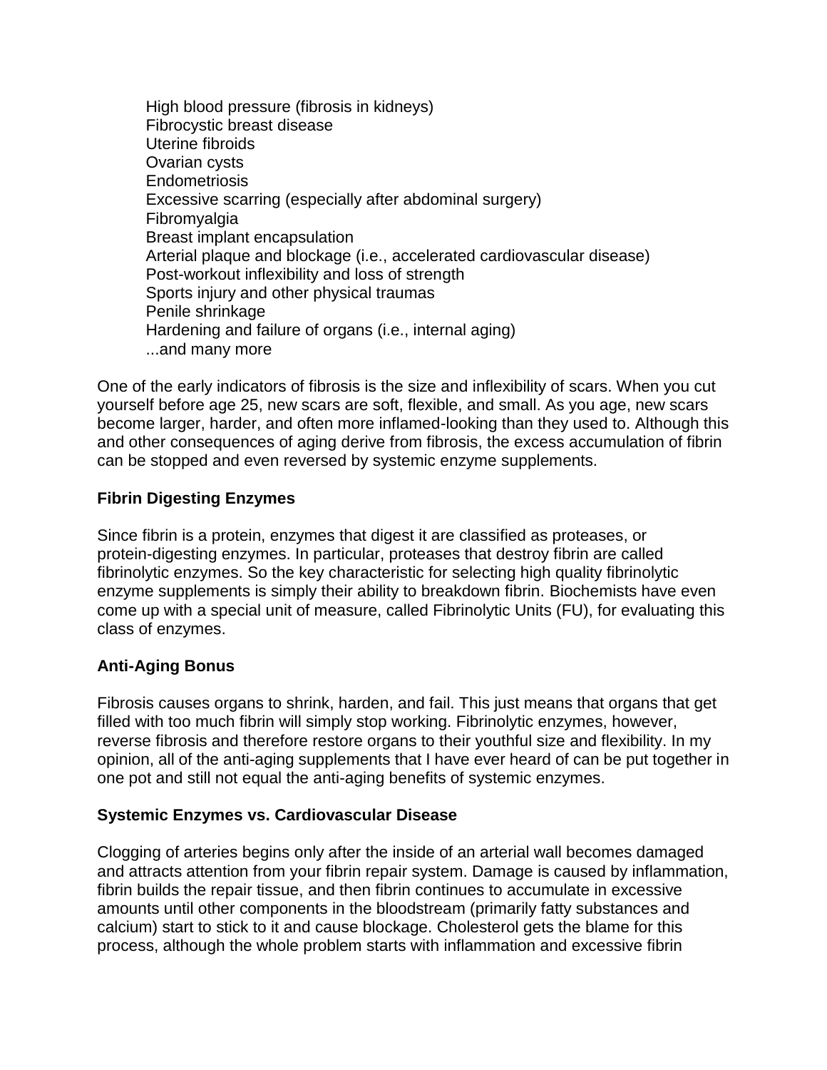- High blood pressure (fibrosis in kidneys)
- Fibrocystic breast disease
- Uterine fibroids
- Ovarian cysts
- Endometriosis
- Excessive scarring (especially after abdominal surgery)
- Fibromyalgia
- Breast implant encapsulation
- Arterial plaque and blockage (i.e., accelerated cardiovascular disease)
- Post-workout inflexibility and loss of strength
- Sports injury and other physical traumas
- Penile shrinkage
- Hardening and failure of organs (i.e., internal aging)
- ...and many more

One of the early indicators of fibrosis is the size and inflexibility of scars. When you cut yourself before age 25, new scars are soft, flexible, and small. As you age, new scars become larger, harder, and often more inflamed-looking than they used to. Although this and other consequences of aging derive from fibrosis, the excess accumulation of fibrin can be stopped and even reversed by systemic enzyme supplements.

**Fibrin Digesting Enzymes**

Since fibrin is a protein, enzymes that digest it are classified as proteases, or protein-digesting enzymes. In particular, proteases that destroy fibrin are called fibrinolytic enzymes. So the key characteristic for selecting high quality fibrinolytic enzyme supplements is simply their ability to breakdown fibrin. Biochemists have even come up with a special unit of measure, called Fibrinolytic Units (FU), for evaluating this class of enzymes.

**Anti-Aging Bonus**

Fibrosis causes organs to shrink, harden, and fail. This just means that organs that get filled with too much fibrin will simply stop working. Fibrinolytic enzymes, however, reverse fibrosis and therefore restore organs to their youthful size and flexibility. In my opinion, all of the anti-aging supplements that I have ever heard of can be put together in one pot and still not equal the anti-aging benefits of systemic enzymes.

**Systemic Enzymes vs. Cardiovascular Disease**

Clogging of arteries begins only after the inside of an arterial wall becomes damaged and attracts attention from your fibrin repair system. Damage is caused by inflammation, fibrin builds the repair tissue, and then fibrin continues to accumulate in excessive amounts until other components in the bloodstream (primarily fatty substances and calcium) start to stick to it and cause blockage. Cholesterol gets the blame for this process, although the whole problem starts with inflammation and excessive fibrin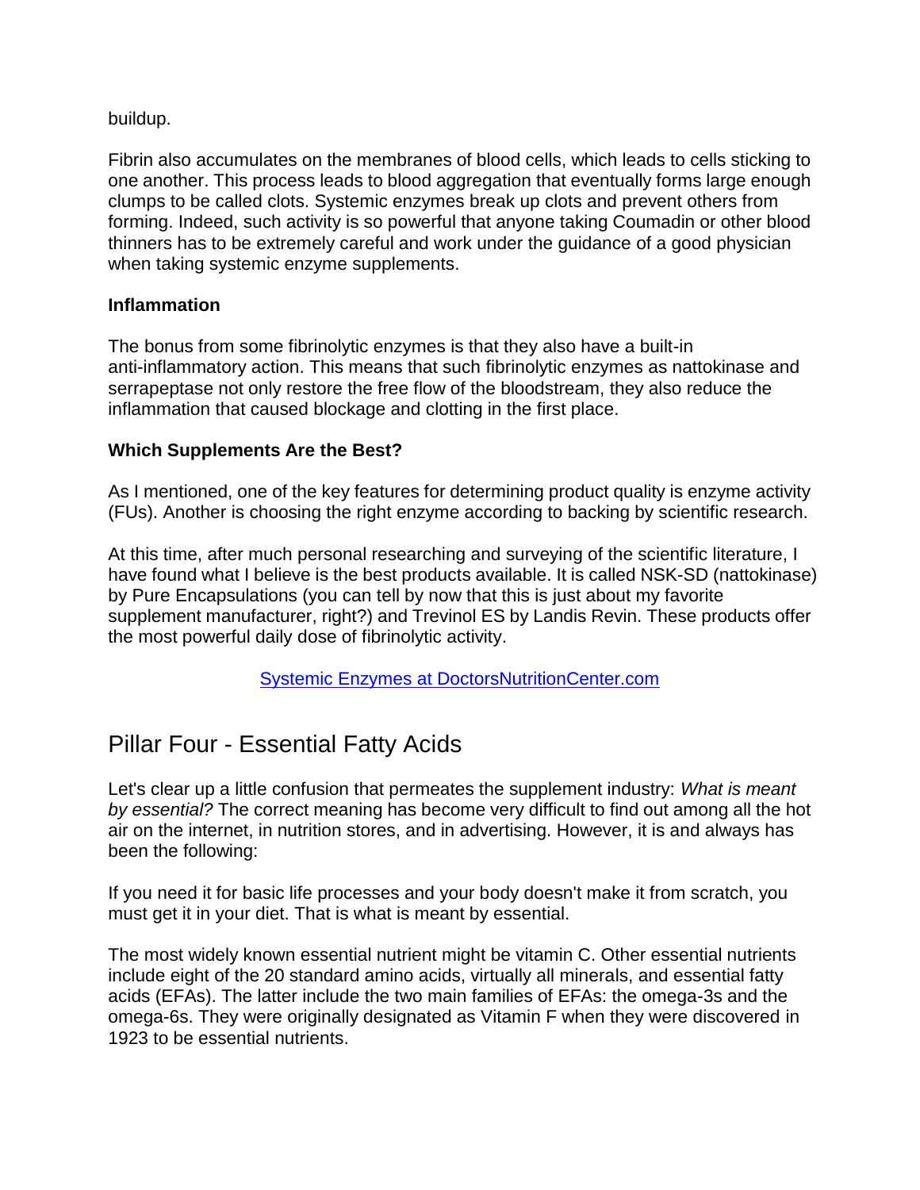buildup.

Fibrin also accumulates on the membranes of blood cells, which leads to cells sticking to one another. This process leads to blood aggregation that eventually forms large enough clumps to be called clots. Systemic enzymes break up clots and prevent others from forming. Indeed, such activity is so powerful that anyone taking Coumadin or other blood thinners has to be extremely careful and work under the guidance of a good physician when taking systemic enzyme supplements.

**Inflammation**

The bonus from some fibrinolytic enzymes is that they also have a built-in anti-inflammatory action. This means that such fibrinolytic enzymes as nattokinase and serrapeptase not only restore the free flow of the bloodstream, they also reduce the inflammation that caused blockage and clotting in the first place.

**Which Supplements Are the Best?**

As I mentioned, one of the key features for determining product quality is enzyme activity (FUs). Another is choosing the right enzyme according to backing by scientific research.

At this time, after much personal researching and surveying of the scientific literature, I have found what I believe is the best products available. It is called NSK-SD (nattokinase) by Pure Encapsulations (you can tell by now that this is just about my favorite supplement manufacturer, right?) and Trevinol ES by Landis Revin. These products offer the most powerful daily dose of fibrinolytic activity.

Systemic Enzymes at DoctorsNutritionCenter.com

## Pillar Four - Essential Fatty Acids

Let's clear up a little confusion that permeates the supplement industry: *What is meant by essential?* The correct meaning has become very difficult to find out among all the hot air on the internet, in nutrition stores, and in advertising. However, it is and always has been the following:

If you need it for basic life processes and your body doesn't make it from scratch, you must get it in your diet. That is what is meant by essential.

The most widely known essential nutrient might be vitamin C. Other essential nutrients include eight of the 20 standard amino acids, virtually all minerals, and essential fatty acids (EFAs). The latter include the two main families of EFAs: the omega-3s and the omega-6s. They were originally designated as Vitamin F when they were discovered in 1923 to be essential nutrients.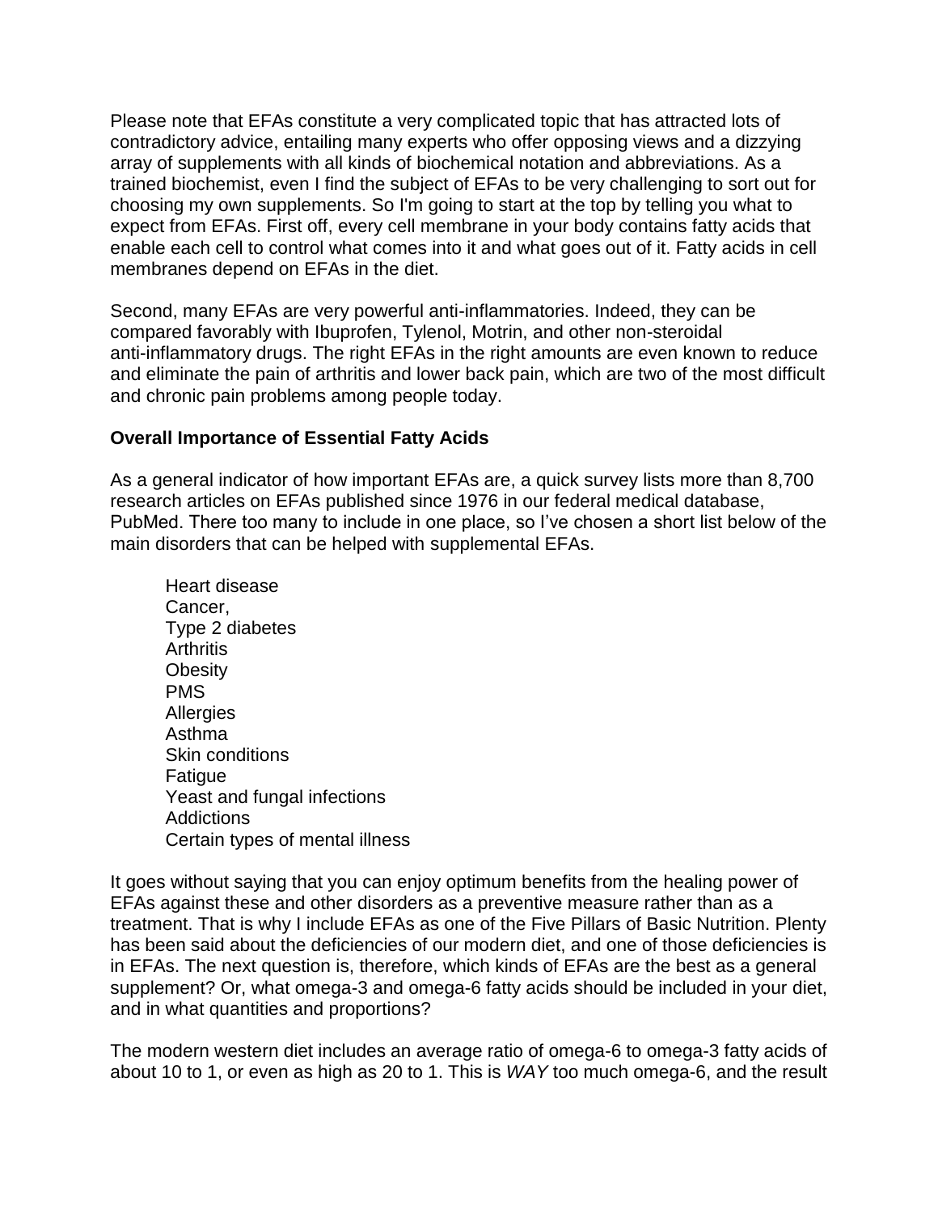Please note that EFAs constitute a very complicated topic that has attracted lots of contradictory advice, entailing many experts who offer opposing views and a dizzying array of supplements with all kinds of biochemical notation and abbreviations. As a trained biochemist, even I find the subject of EFAs to be very challenging to sort out for choosing my own supplements. So I'm going to start at the top by telling you what to expect from EFAs. First off, every cell membrane in your body contains fatty acids that enable each cell to control what comes into it and what goes out of it. Fatty acids in cell membranes depend on EFAs in the diet.

Second, many EFAs are very powerful anti-inflammatories. Indeed, they can be compared favorably with Ibuprofen, Tylenol, Motrin, and other non-steroidal anti-inflammatory drugs. The right EFAs in the right amounts are even known to reduce and eliminate the pain of arthritis and lower back pain, which are two of the most difficult and chronic pain problems among people today.

**Overall Importance of Essential Fatty Acids**

As a general indicator of how important EFAs are, a quick survey lists more than 8,700 research articles on EFAs published since 1976 in our federal medical database, PubMed. There too many to include in one place, so I've chosen a short list below of the main disorders that can be helped with supplemental EFAs.

- Heart disease
- Cancer,
- Type 2 diabetes
- Arthritis
- Obesity
- PMS
- Allergies
- Asthma
- Skin conditions
- Fatigue
- Yeast and fungal infections
- Addictions
- Certain types of mental illness

It goes without saying that you can enjoy optimum benefits from the healing power of EFAs against these and other disorders as a preventive measure rather than as a treatment. That is why I include EFAs as one of the Five Pillars of Basic Nutrition. Plenty has been said about the deficiencies of our modern diet, and one of those deficiencies is in EFAs. The next question is, therefore, which kinds of EFAs are the best as a general supplement? Or, what omega-3 and omega-6 fatty acids should be included in your diet, and in what quantities and proportions?

The modern western diet includes an average ratio of omega-6 to omega-3 fatty acids of about 10 to 1, or even as high as 20 to 1. This is *WAY* too much omega-6, and the result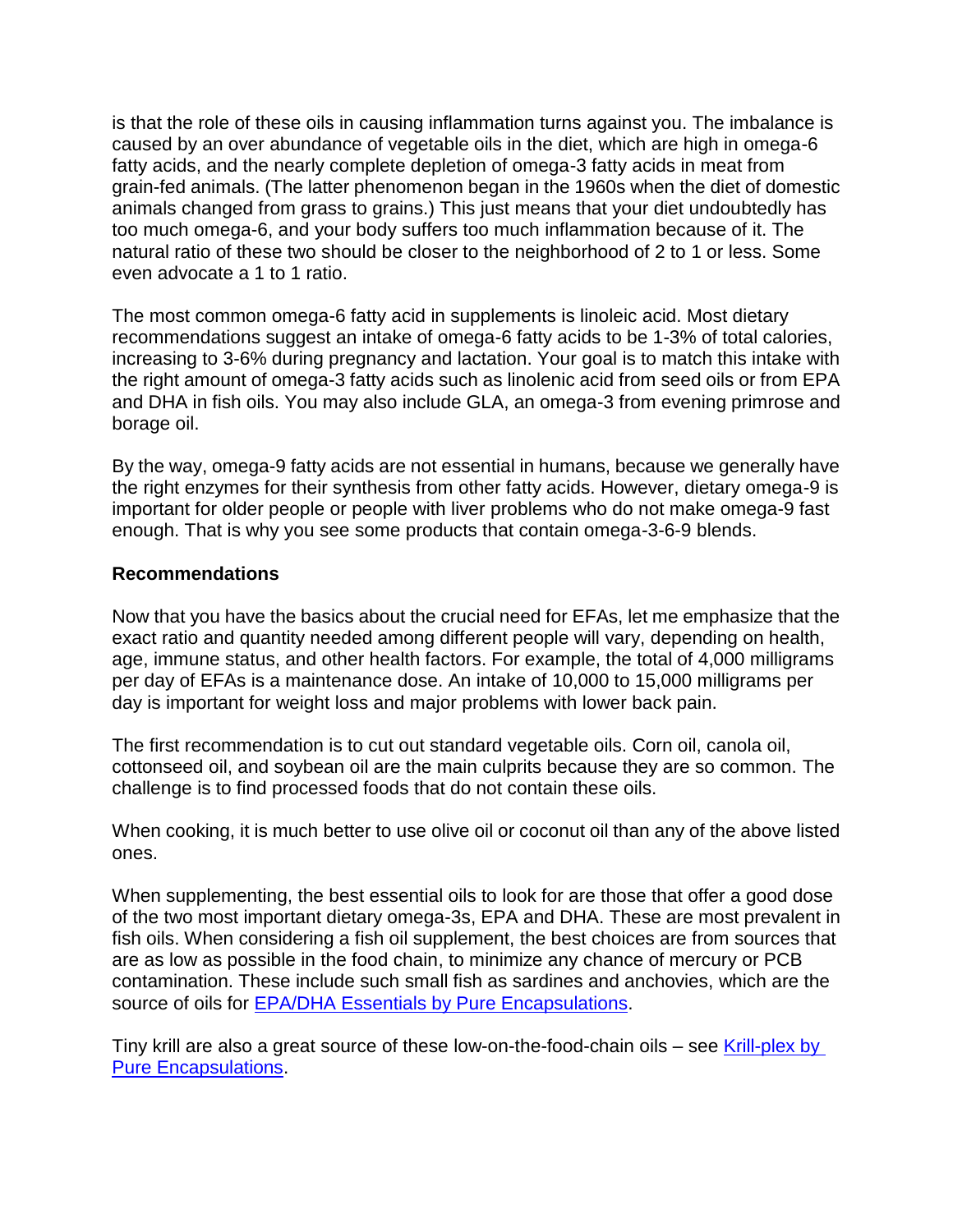is that the role of these oils in causing inflammation turns against you. The imbalance is caused by an over abundance of vegetable oils in the diet, which are high in omega-6 fatty acids, and the nearly complete depletion of omega-3 fatty acids in meat from grain-fed animals. (The latter phenomenon began in the 1960s when the diet of domestic animals changed from grass to grains.) This just means that your diet undoubtedly has too much omega-6, and your body suffers too much inflammation because of it. The natural ratio of these two should be closer to the neighborhood of 2 to 1 or less. Some even advocate a 1 to 1 ratio.

The most common omega-6 fatty acid in supplements is linoleic acid. Most dietary recommendations suggest an intake of omega-6 fatty acids to be 1-3% of total calories, increasing to 3-6% during pregnancy and lactation. Your goal is to match this intake with the right amount of omega-3 fatty acids such as linolenic acid from seed oils or from EPA and DHA in fish oils. You may also include GLA, an omega-3 from evening primrose and borage oil.

By the way, omega-9 fatty acids are not essential in humans, because we generally have the right enzymes for their synthesis from other fatty acids. However, dietary omega-9 is important for older people or people with liver problems who do not make omega-9 fast enough. That is why you see some products that contain omega-3-6-9 blends.

**Recommendations**

Now that you have the basics about the crucial need for EFAs, let me emphasize that the exact ratio and quantity needed among different people will vary, depending on health, age, immune status, and other health factors. For example, the total of 4,000 milligrams per day of EFAs is a maintenance dose. An intake of 10,000 to 15,000 milligrams per day is important for weight loss and major problems with lower back pain.

The first recommendation is to cut out standard vegetable oils. Corn oil, canola oil, cottonseed oil, and soybean oil are the main culprits because they are so common. The challenge is to find processed foods that do not contain these oils.

When cooking, it is much better to use olive oil or coconut oil than any of the above listed ones.

When supplementing, the best essential oils to look for are those that offer a good dose of the two most important dietary omega-3s, EPA and DHA. These are most prevalent in fish oils. When considering a fish oil supplement, the best choices are from sources that are as low as possible in the food chain, to minimize any chance of mercury or PCB contamination. These include such small fish as sardines and anchovies, which are the source of oils for EPA/DHA Essentials by Pure Encapsulations.

Tiny krill are also a great source of these low-on-the-food-chain oils – see Krill-plex by Pure Encapsulations.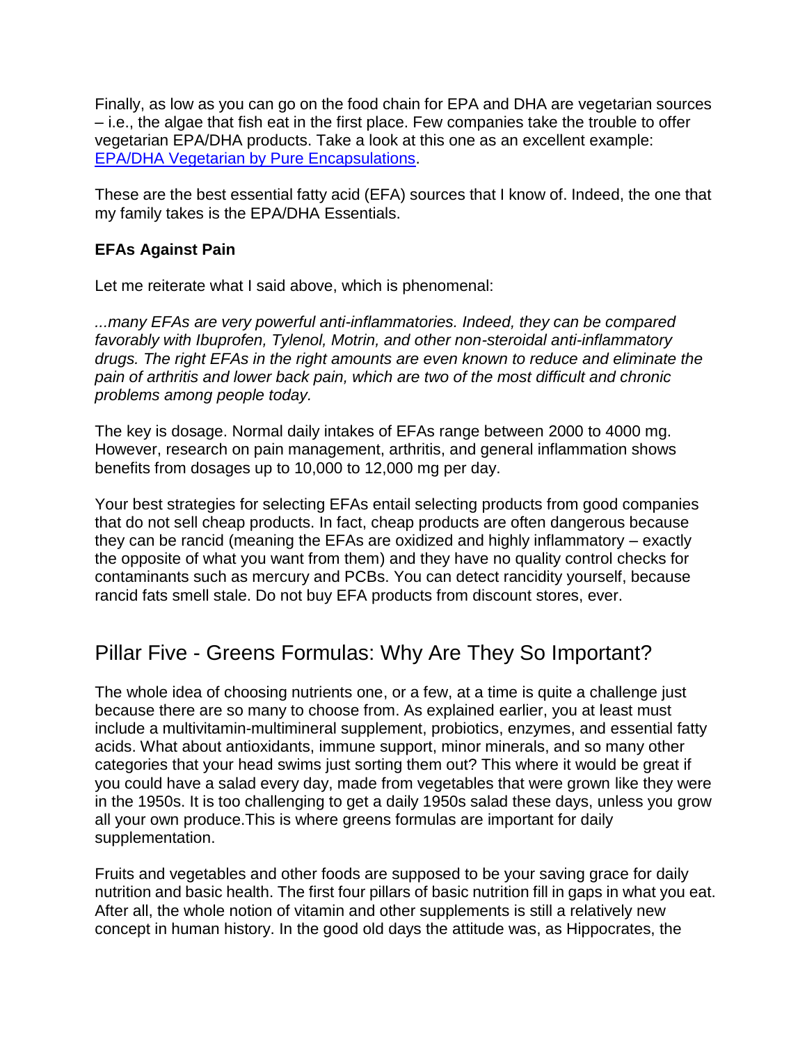Finally, as low as you can go on the food chain for EPA and DHA are vegetarian sources – i.e., the algae that fish eat in the first place. Few companies take the trouble to offer vegetarian EPA/DHA products. Take a look at this one as an excellent example: [EPA/DHA Vegetarian by Pure Encapsulations](#).

These are the best essential fatty acid (EFA) sources that I know of. Indeed, the one that my family takes is the EPA/DHA Essentials.

**EFAs Against Pain**

Let me reiterate what I said above, which is phenomenal:

*...many EFAs are very powerful anti-inflammatories. Indeed, they can be compared favorably with Ibuprofen, Tylenol, Motrin, and other non-steroidal anti-inflammatory drugs. The right EFAs in the right amounts are even known to reduce and eliminate the pain of arthritis and lower back pain, which are two of the most difficult and chronic problems among people today.*

The key is dosage. Normal daily intakes of EFAs range between 2000 to 4000 mg. However, research on pain management, arthritis, and general inflammation shows benefits from dosages up to 10,000 to 12,000 mg per day.

Your best strategies for selecting EFAs entail selecting products from good companies that do not sell cheap products. In fact, cheap products are often dangerous because they can be rancid (meaning the EFAs are oxidized and highly inflammatory – exactly the opposite of what you want from them) and they have no quality control checks for contaminants such as mercury and PCBs. You can detect rancidity yourself, because rancid fats smell stale. Do not buy EFA products from discount stores, ever.

## Pillar Five - Greens Formulas: Why Are They So Important?

The whole idea of choosing nutrients one, or a few, at a time is quite a challenge just because there are so many to choose from. As explained earlier, you at least must include a multivitamin-multimineral supplement, probiotics, enzymes, and essential fatty acids. What about antioxidants, immune support, minor minerals, and so many other categories that your head swims just sorting them out? This where it would be great if you could have a salad every day, made from vegetables that were grown like they were in the 1950s. It is too challenging to get a daily 1950s salad these days, unless you grow all your own produce.This is where greens formulas are important for daily supplementation.

Fruits and vegetables and other foods are supposed to be your saving grace for daily nutrition and basic health. The first four pillars of basic nutrition fill in gaps in what you eat. After all, the whole notion of vitamin and other supplements is still a relatively new concept in human history. In the good old days the attitude was, as Hippocrates, the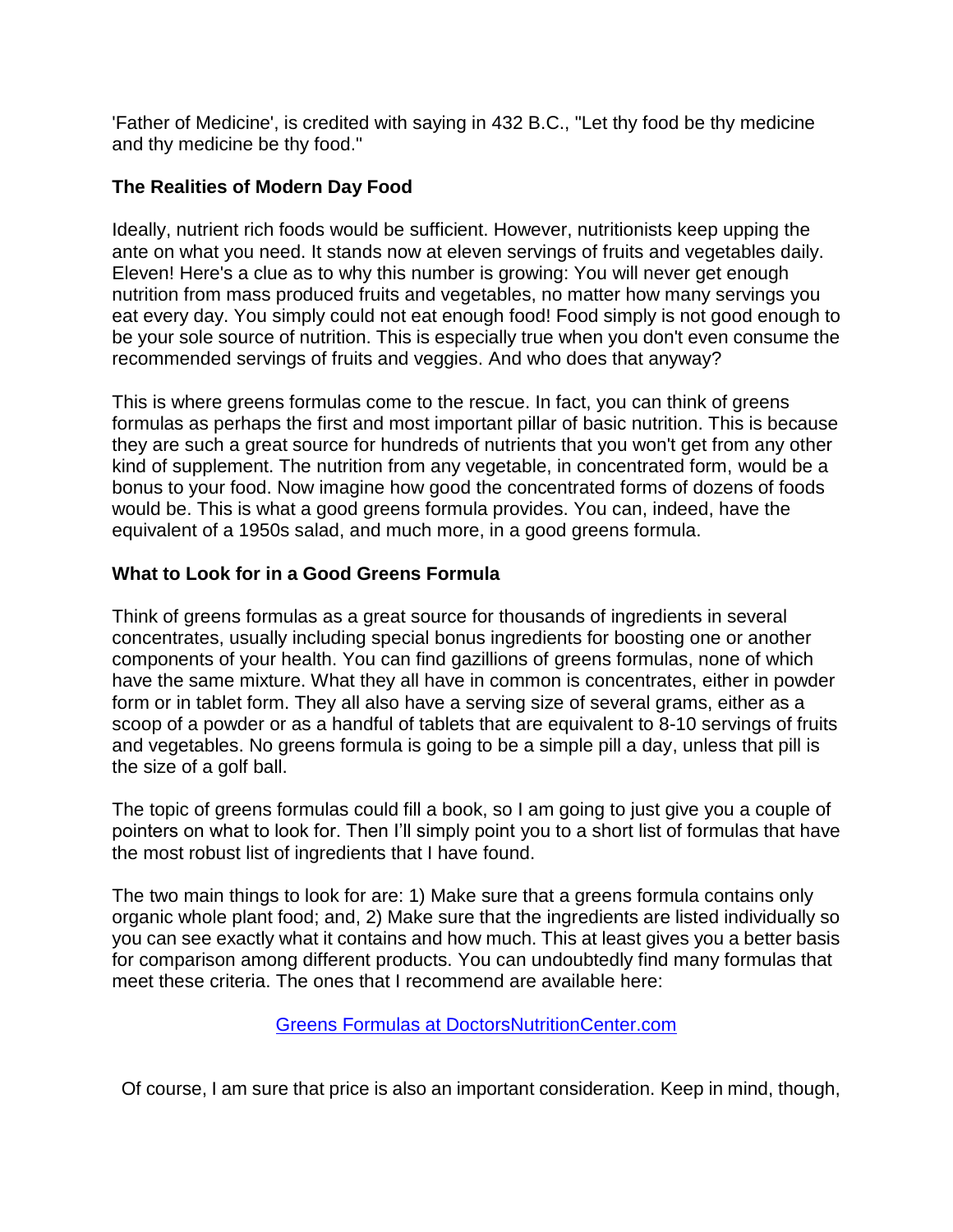'Father of Medicine', is credited with saying in 432 B.C., "Let thy food be thy medicine and thy medicine be thy food."

### The Realities of Modern Day Food

Ideally, nutrient rich foods would be sufficient. However, nutritionists keep upping the ante on what you need. It stands now at eleven servings of fruits and vegetables daily. Eleven! Here's a clue as to why this number is growing: You will never get enough nutrition from mass produced fruits and vegetables, no matter how many servings you eat every day. You simply could not eat enough food! Food simply is not good enough to be your sole source of nutrition. This is especially true when you don't even consume the recommended servings of fruits and veggies. And who does that anyway?

This is where greens formulas come to the rescue. In fact, you can think of greens formulas as perhaps the first and most important pillar of basic nutrition. This is because they are such a great source for hundreds of nutrients that you won't get from any other kind of supplement. The nutrition from any vegetable, in concentrated form, would be a bonus to your food. Now imagine how good the concentrated forms of dozens of foods would be. This is what a good greens formula provides. You can, indeed, have the equivalent of a 1950s salad, and much more, in a good greens formula.

### What to Look for in a Good Greens Formula

Think of greens formulas as a great source for thousands of ingredients in several concentrates, usually including special bonus ingredients for boosting one or another components of your health. You can find gazillions of greens formulas, none of which have the same mixture. What they all have in common is concentrates, either in powder form or in tablet form. They all also have a serving size of several grams, either as a scoop of a powder or as a handful of tablets that are equivalent to 8-10 servings of fruits and vegetables. No greens formula is going to be a simple pill a day, unless that pill is the size of a golf ball.

The topic of greens formulas could fill a book, so I am going to just give you a couple of pointers on what to look for. Then I'll simply point you to a short list of formulas that have the most robust list of ingredients that I have found.

The two main things to look for are: 1) Make sure that a greens formula contains only organic whole plant food; and, 2) Make sure that the ingredients are listed individually so you can see exactly what it contains and how much. This at least gives you a better basis for comparison among different products. You can undoubtedly find many formulas that meet these criteria. The ones that I recommend are available here:

Greens Formulas at DoctorsNutritionCenter.com

Of course, I am sure that price is also an important consideration. Keep in mind, though,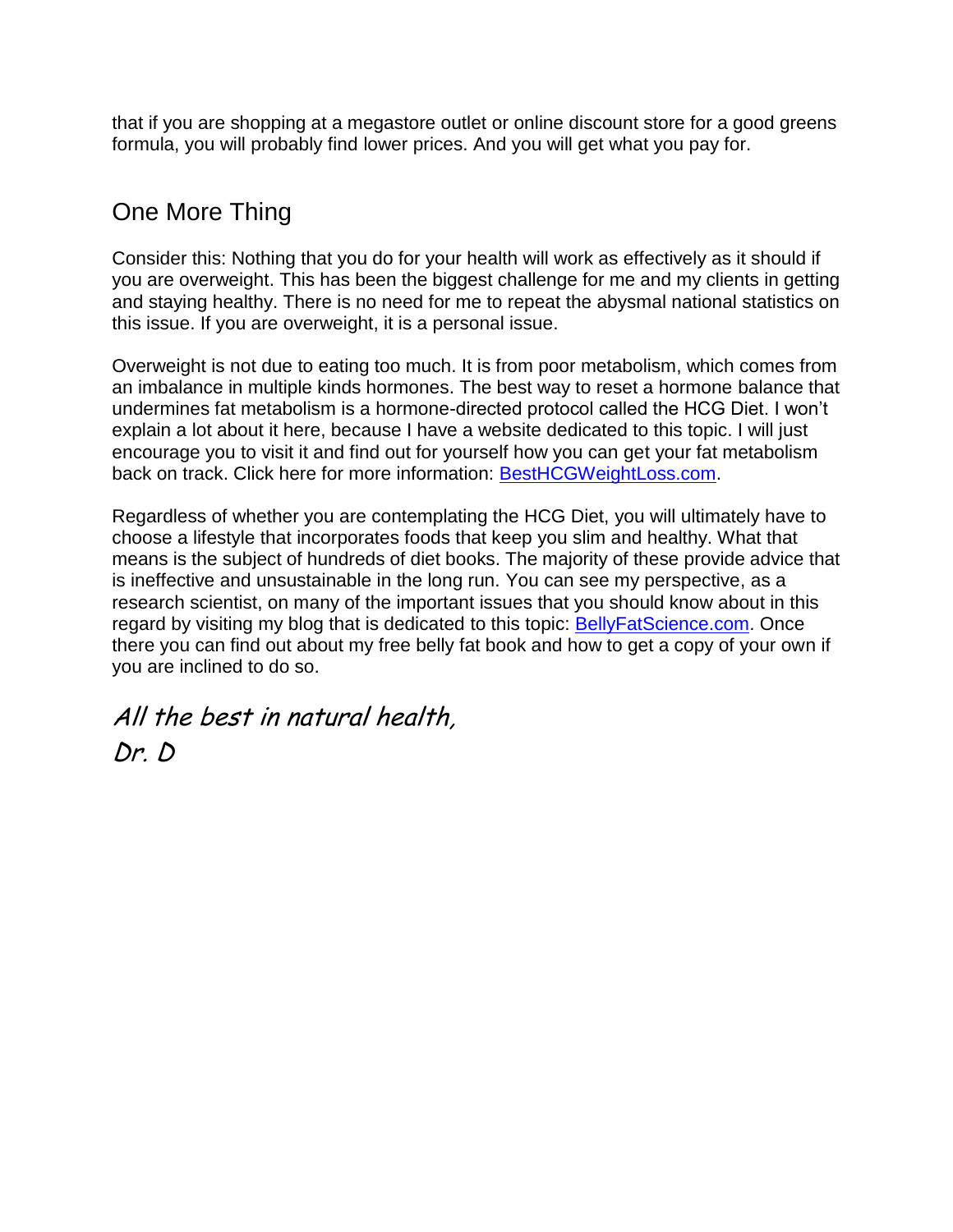that if you are shopping at a megastore outlet or online discount store for a good greens formula, you will probably find lower prices. And you will get what you pay for.

## One More Thing

Consider this: Nothing that you do for your health will work as effectively as it should if you are overweight. This has been the biggest challenge for me and my clients in getting and staying healthy. There is no need for me to repeat the abysmal national statistics on this issue. If you are overweight, it is a personal issue.

Overweight is not due to eating too much. It is from poor metabolism, which comes from an imbalance in multiple kinds hormones. The best way to reset a hormone balance that undermines fat metabolism is a hormone-directed protocol called the HCG Diet. I won't explain a lot about it here, because I have a website dedicated to this topic. I will just encourage you to visit it and find out for yourself how you can get your fat metabolism back on track. Click here for more information: BestHCGWeightLoss.com.

Regardless of whether you are contemplating the HCG Diet, you will ultimately have to choose a lifestyle that incorporates foods that keep you slim and healthy. What that means is the subject of hundreds of diet books. The majority of these provide advice that is ineffective and unsustainable in the long run. You can see my perspective, as a research scientist, on many of the important issues that you should know about in this regard by visiting my blog that is dedicated to this topic: BellyFatScience.com. Once there you can find out about my free belly fat book and how to get a copy of your own if you are inclined to do so.

*All the best in natural health,*
*Dr. D*